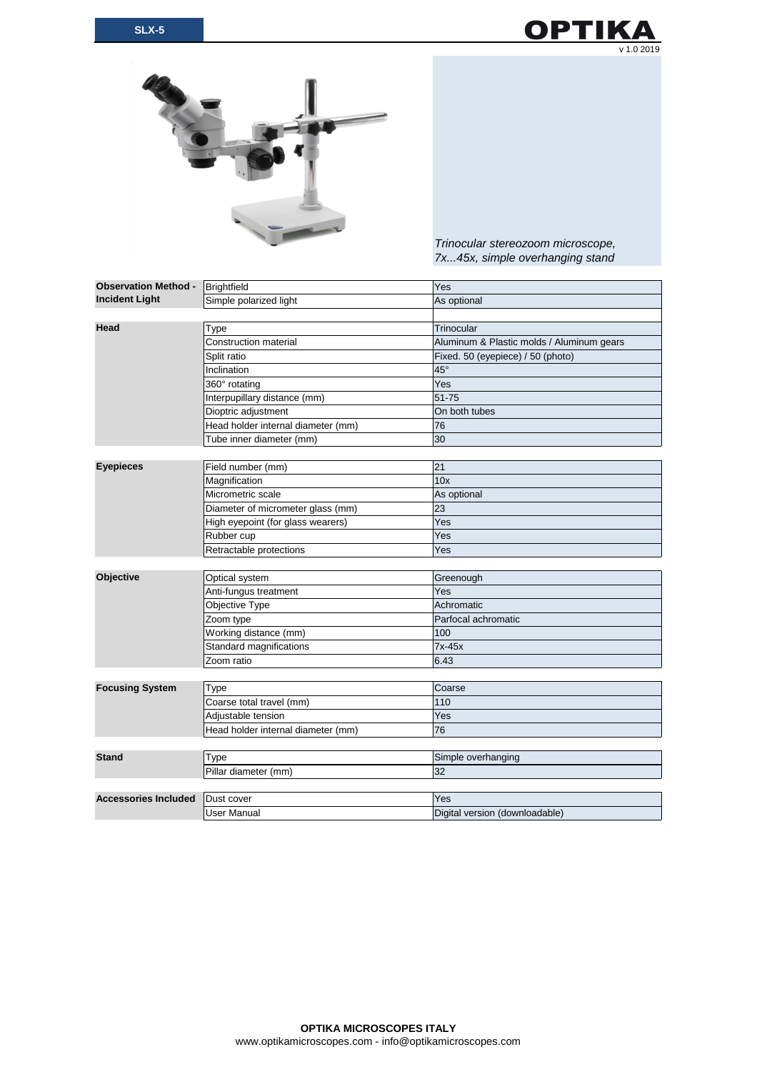**SLX-5**

**OPTIKA**

v 1.0 2019

*Trinocular stereozoom microscope, 7x...45x, simple overhanging stand*

| | | |
|---|---|---|
| **Observation Method - Incident Light** | Brightfield | Yes |
| | Simple polarized light | As optional |
| | | |
| **Head** | Type | Trinocular |
| | Construction material | Aluminum & Plastic molds / Aluminum gears |
| | Split ratio | Fixed. 50 (eyepiece) / 50 (photo) |
| | Inclination | 45° |
| | 360° rotating | Yes |
| | Interpupillary distance (mm) | 51-75 |
| | Dioptric adjustment | On both tubes |
| | Head holder internal diameter (mm) | 76 |
| | Tube inner diameter (mm) | 30 |
| | | |
| **Eyepieces** | Field number (mm) | 21 |
| | Magnification | 10x |
| | Micrometric scale | As optional |
| | Diameter of micrometer glass (mm) | 23 |
| | High eyepoint (for glass wearers) | Yes |
| | Rubber cup | Yes |
| | Retractable protections | Yes |
| | | |
| **Objective** | Optical system | Greenough |
| | Anti-fungus treatment | Yes |
| | Objective Type | Achromatic |
| | Zoom type | Parfocal achromatic |
| | Working distance (mm) | 100 |
| | Standard magnifications | 7x-45x |
| | Zoom ratio | 6.43 |
| | | |
| **Focusing System** | Type | Coarse |
| | Coarse total travel (mm) | 110 |
| | Adjustable tension | Yes |
| | Head holder internal diameter (mm) | 76 |
| | | |
| **Stand** | Type | Simple overhanging |
| | Pillar diameter (mm) | 32 |
| | | |
| **Accessories Included** | Dust cover | Yes |
| | User Manual | Digital version (downloadable) |

**OPTIKA MICROSCOPES ITALY**
www.optikamicroscopes.com - info@optikamicroscopes.com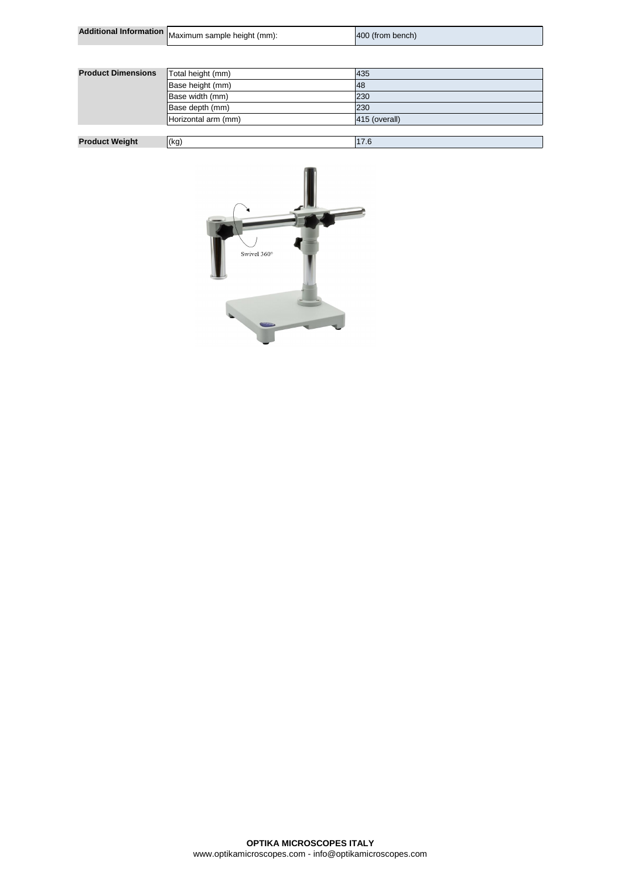| | | |
|---|---|---|
| **Additional Information** | Maximum sample height (mm): | 400 (from bench) |

| | | |
|---|---|---|
| **Product Dimensions** | Total height (mm) | 435 |
| | Base height (mm) | 48 |
| | Base width (mm) | 230 |
| | Base depth (mm) | 230 |
| | Horizontal arm (mm) | 415 (overall) |

| | | |
|---|---|---|
| **Product Weight** | (kg) | 17.6 |

Swivel 360°

**OPTIKA MICROSCOPES ITALY**
www.optikamicroscopes.com - info@optikamicroscopes.com